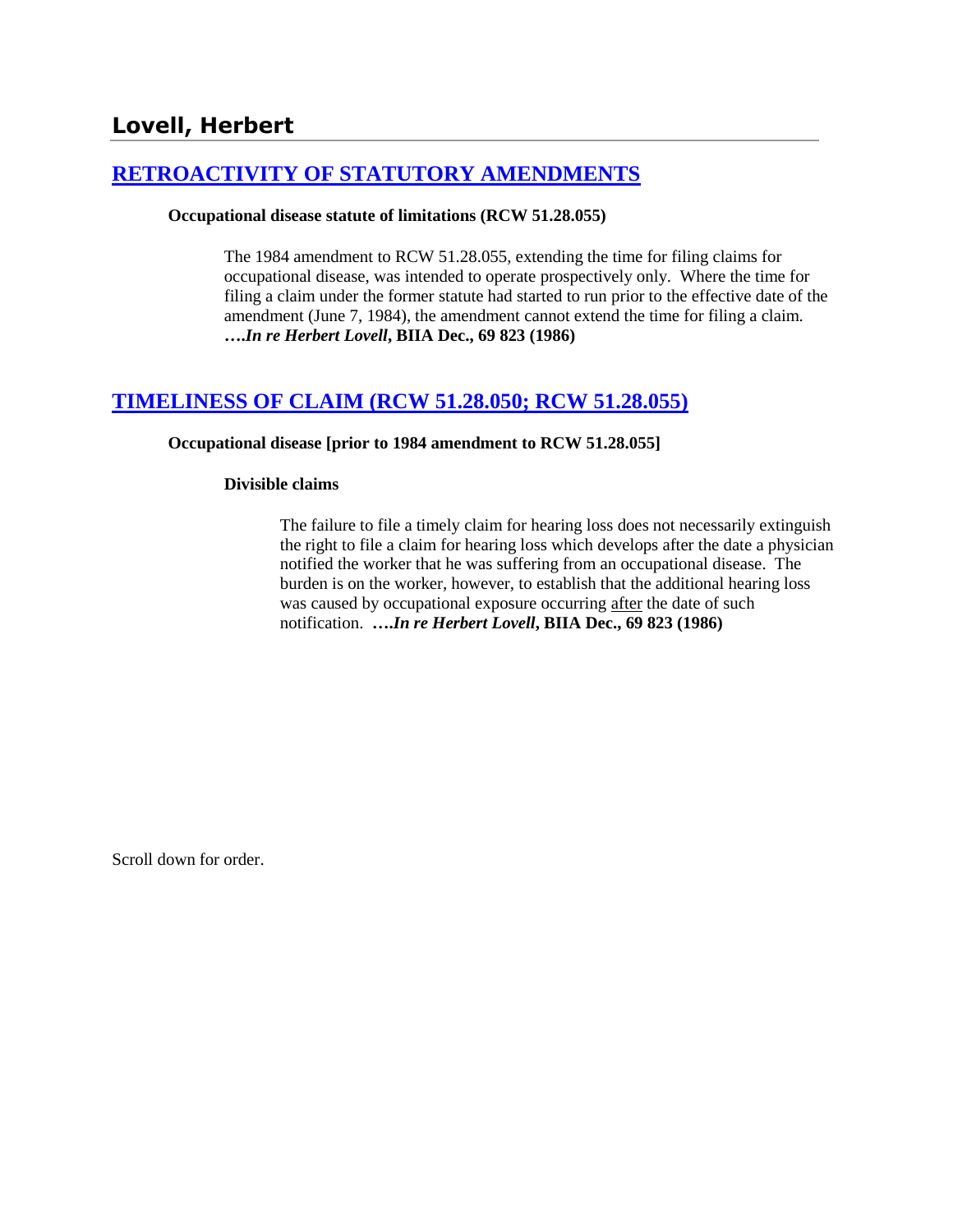## Lovell, Herbert

### RETROACTIVITY OF STATUTORY AMENDMENTS

**Occupational disease statute of limitations (RCW 51.28.055)**

The 1984 amendment to RCW 51.28.055, extending the time for filing claims for occupational disease, was intended to operate prospectively only. Where the time for filing a claim under the former statute had started to run prior to the effective date of the amendment (June 7, 1984), the amendment cannot extend the time for filing a claim. **….*In re Herbert Lovell*, BIIA Dec., 69 823 (1986)**

### TIMELINESS OF CLAIM (RCW 51.28.050; RCW 51.28.055)

**Occupational disease [prior to 1984 amendment to RCW 51.28.055]**

**Divisible claims**

The failure to file a timely claim for hearing loss does not necessarily extinguish the right to file a claim for hearing loss which develops after the date a physician notified the worker that he was suffering from an occupational disease. The burden is on the worker, however, to establish that the additional hearing loss was caused by occupational exposure occurring after the date of such notification. **….*In re Herbert Lovell*, BIIA Dec., 69 823 (1986)**

Scroll down for order.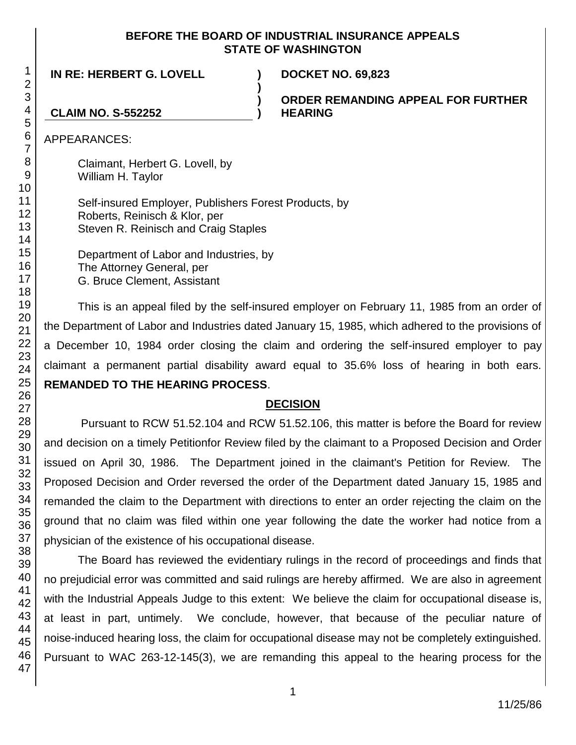**BEFORE THE BOARD OF INDUSTRIAL INSURANCE APPEALS STATE OF WASHINGTON**

**IN RE: HERBERT G. LOVELL** ) **DOCKET NO. 69,823**

**CLAIM NO. S-552252** ) **ORDER REMANDING APPEAL FOR FURTHER HEARING**

APPEARANCES:

Claimant, Herbert G. Lovell, by
William H. Taylor

Self-insured Employer, Publishers Forest Products, by
Roberts, Reinisch & Klor, per
Steven R. Reinisch and Craig Staples

Department of Labor and Industries, by
The Attorney General, per
G. Bruce Clement, Assistant

This is an appeal filed by the self-insured employer on February 11, 1985 from an order of the Department of Labor and Industries dated January 15, 1985, which adhered to the provisions of a December 10, 1984 order closing the claim and ordering the self-insured employer to pay claimant a permanent partial disability award equal to 35.6% loss of hearing in both ears. **REMANDED TO THE HEARING PROCESS**.

## DECISION

Pursuant to RCW 51.52.104 and RCW 51.52.106, this matter is before the Board for review and decision on a timely Petitionfor Review filed by the claimant to a Proposed Decision and Order issued on April 30, 1986. The Department joined in the claimant's Petition for Review. The Proposed Decision and Order reversed the order of the Department dated January 15, 1985 and remanded the claim to the Department with directions to enter an order rejecting the claim on the ground that no claim was filed within one year following the date the worker had notice from a physician of the existence of his occupational disease.

The Board has reviewed the evidentiary rulings in the record of proceedings and finds that no prejudicial error was committed and said rulings are hereby affirmed. We are also in agreement with the Industrial Appeals Judge to this extent: We believe the claim for occupational disease is, at least in part, untimely. We conclude, however, that because of the peculiar nature of noise-induced hearing loss, the claim for occupational disease may not be completely extinguished. Pursuant to WAC 263-12-145(3), we are remanding this appeal to the hearing process for the

11/25/86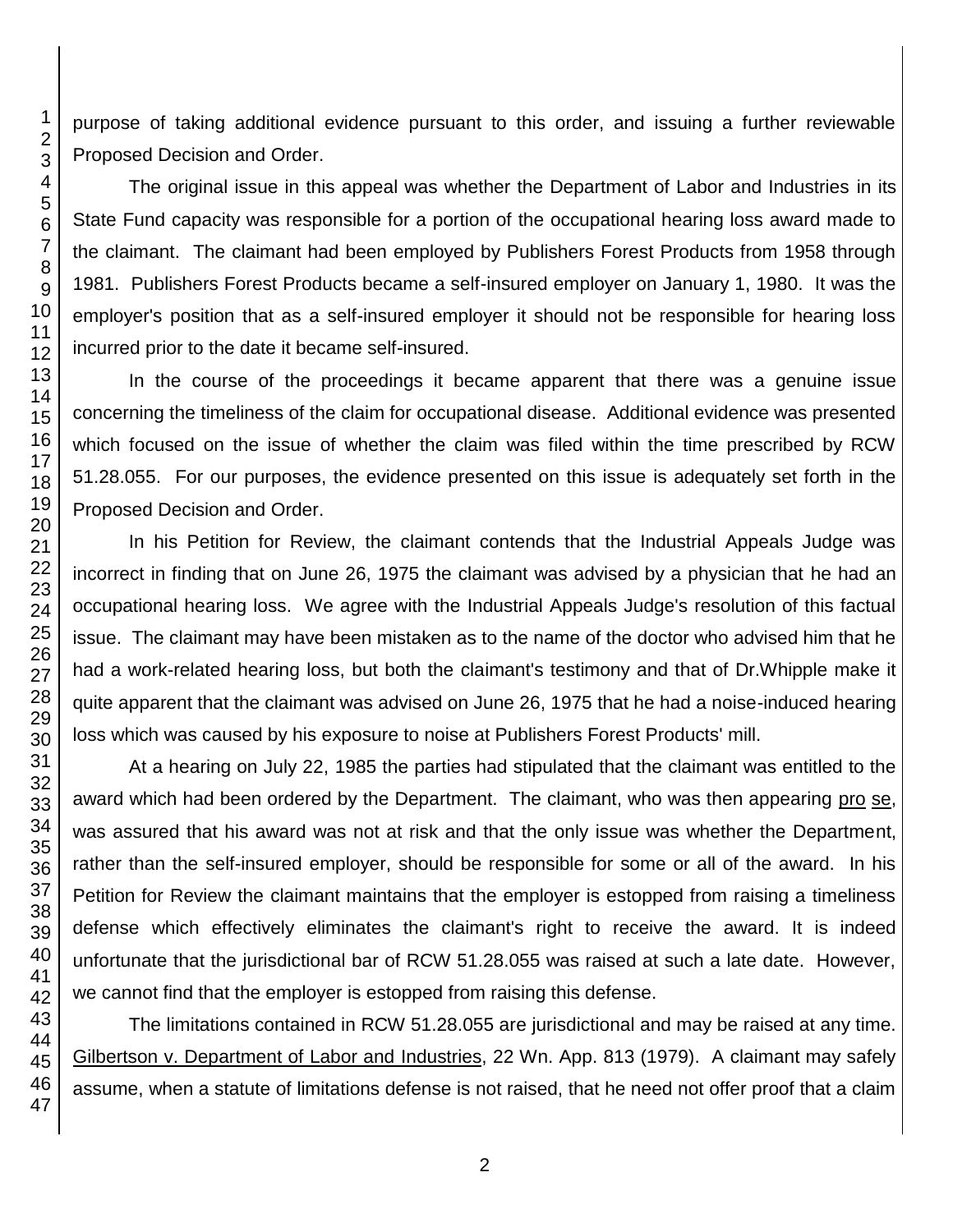purpose of taking additional evidence pursuant to this order, and issuing a further reviewable Proposed Decision and Order.

The original issue in this appeal was whether the Department of Labor and Industries in its State Fund capacity was responsible for a portion of the occupational hearing loss award made to the claimant. The claimant had been employed by Publishers Forest Products from 1958 through 1981. Publishers Forest Products became a self-insured employer on January 1, 1980. It was the employer's position that as a self-insured employer it should not be responsible for hearing loss incurred prior to the date it became self-insured.

In the course of the proceedings it became apparent that there was a genuine issue concerning the timeliness of the claim for occupational disease. Additional evidence was presented which focused on the issue of whether the claim was filed within the time prescribed by RCW 51.28.055. For our purposes, the evidence presented on this issue is adequately set forth in the Proposed Decision and Order.

In his Petition for Review, the claimant contends that the Industrial Appeals Judge was incorrect in finding that on June 26, 1975 the claimant was advised by a physician that he had an occupational hearing loss. We agree with the Industrial Appeals Judge's resolution of this factual issue. The claimant may have been mistaken as to the name of the doctor who advised him that he had a work-related hearing loss, but both the claimant's testimony and that of Dr.Whipple make it quite apparent that the claimant was advised on June 26, 1975 that he had a noise-induced hearing loss which was caused by his exposure to noise at Publishers Forest Products' mill.

At a hearing on July 22, 1985 the parties had stipulated that the claimant was entitled to the award which had been ordered by the Department. The claimant, who was then appearing pro se, was assured that his award was not at risk and that the only issue was whether the Department, rather than the self-insured employer, should be responsible for some or all of the award. In his Petition for Review the claimant maintains that the employer is estopped from raising a timeliness defense which effectively eliminates the claimant's right to receive the award. It is indeed unfortunate that the jurisdictional bar of RCW 51.28.055 was raised at such a late date. However, we cannot find that the employer is estopped from raising this defense.

The limitations contained in RCW 51.28.055 are jurisdictional and may be raised at any time. Gilbertson v. Department of Labor and Industries, 22 Wn. App. 813 (1979). A claimant may safely assume, when a statute of limitations defense is not raised, that he need not offer proof that a claim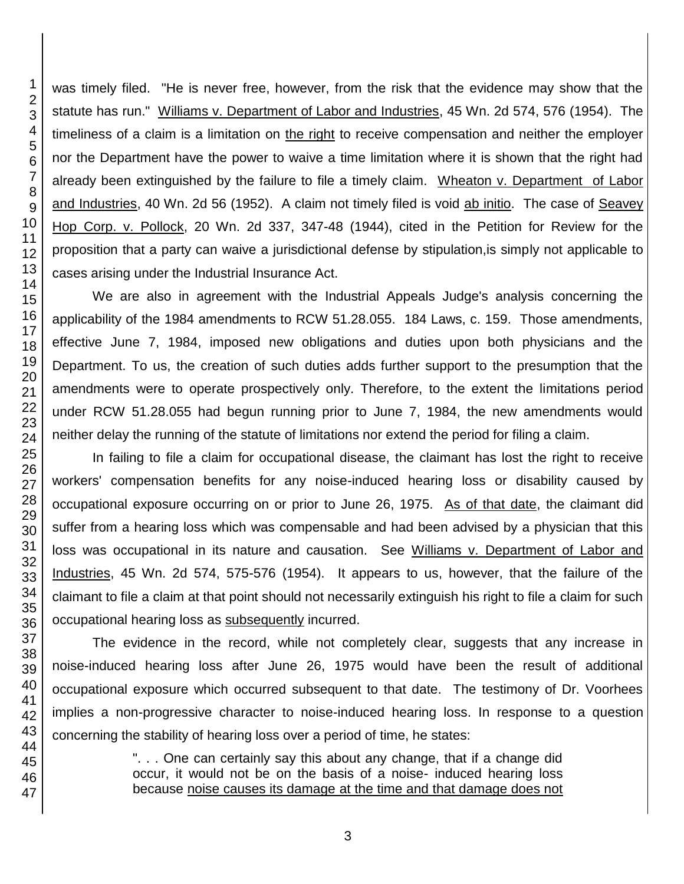was timely filed. "He is never free, however, from the risk that the evidence may show that the statute has run." Williams v. Department of Labor and Industries, 45 Wn. 2d 574, 576 (1954). The timeliness of a claim is a limitation on the right to receive compensation and neither the employer nor the Department have the power to waive a time limitation where it is shown that the right had already been extinguished by the failure to file a timely claim. Wheaton v. Department of Labor and Industries, 40 Wn. 2d 56 (1952). A claim not timely filed is void ab initio. The case of Seavey Hop Corp. v. Pollock, 20 Wn. 2d 337, 347-48 (1944), cited in the Petition for Review for the proposition that a party can waive a jurisdictional defense by stipulation,is simply not applicable to cases arising under the Industrial Insurance Act.

We are also in agreement with the Industrial Appeals Judge's analysis concerning the applicability of the 1984 amendments to RCW 51.28.055. 184 Laws, c. 159. Those amendments, effective June 7, 1984, imposed new obligations and duties upon both physicians and the Department. To us, the creation of such duties adds further support to the presumption that the amendments were to operate prospectively only. Therefore, to the extent the limitations period under RCW 51.28.055 had begun running prior to June 7, 1984, the new amendments would neither delay the running of the statute of limitations nor extend the period for filing a claim.

In failing to file a claim for occupational disease, the claimant has lost the right to receive workers' compensation benefits for any noise-induced hearing loss or disability caused by occupational exposure occurring on or prior to June 26, 1975. As of that date, the claimant did suffer from a hearing loss which was compensable and had been advised by a physician that this loss was occupational in its nature and causation. See Williams v. Department of Labor and Industries, 45 Wn. 2d 574, 575-576 (1954). It appears to us, however, that the failure of the claimant to file a claim at that point should not necessarily extinguish his right to file a claim for such occupational hearing loss as subsequently incurred.

The evidence in the record, while not completely clear, suggests that any increase in noise-induced hearing loss after June 26, 1975 would have been the result of additional occupational exposure which occurred subsequent to that date. The testimony of Dr. Voorhees implies a non-progressive character to noise-induced hearing loss. In response to a question concerning the stability of hearing loss over a period of time, he states:

> ". . . One can certainly say this about any change, that if a change did occur, it would not be on the basis of a noise- induced hearing loss because noise causes its damage at the time and that damage does not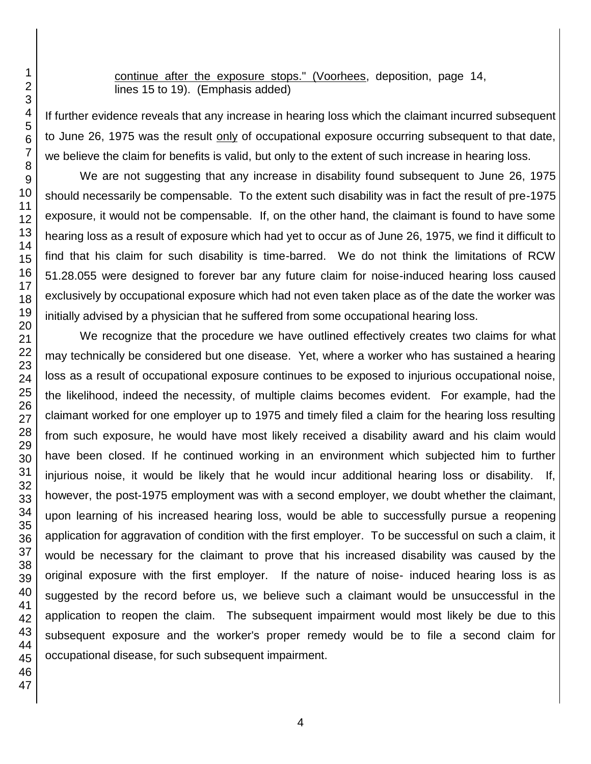continue after the exposure stops." (Voorhees, deposition, page 14, lines 15 to 19). (Emphasis added)

If further evidence reveals that any increase in hearing loss which the claimant incurred subsequent to June 26, 1975 was the result only of occupational exposure occurring subsequent to that date, we believe the claim for benefits is valid, but only to the extent of such increase in hearing loss.

We are not suggesting that any increase in disability found subsequent to June 26, 1975 should necessarily be compensable. To the extent such disability was in fact the result of pre-1975 exposure, it would not be compensable. If, on the other hand, the claimant is found to have some hearing loss as a result of exposure which had yet to occur as of June 26, 1975, we find it difficult to find that his claim for such disability is time-barred. We do not think the limitations of RCW 51.28.055 were designed to forever bar any future claim for noise-induced hearing loss caused exclusively by occupational exposure which had not even taken place as of the date the worker was initially advised by a physician that he suffered from some occupational hearing loss.

We recognize that the procedure we have outlined effectively creates two claims for what may technically be considered but one disease. Yet, where a worker who has sustained a hearing loss as a result of occupational exposure continues to be exposed to injurious occupational noise, the likelihood, indeed the necessity, of multiple claims becomes evident. For example, had the claimant worked for one employer up to 1975 and timely filed a claim for the hearing loss resulting from such exposure, he would have most likely received a disability award and his claim would have been closed. If he continued working in an environment which subjected him to further injurious noise, it would be likely that he would incur additional hearing loss or disability. If, however, the post-1975 employment was with a second employer, we doubt whether the claimant, upon learning of his increased hearing loss, would be able to successfully pursue a reopening application for aggravation of condition with the first employer. To be successful on such a claim, it would be necessary for the claimant to prove that his increased disability was caused by the original exposure with the first employer. If the nature of noise- induced hearing loss is as suggested by the record before us, we believe such a claimant would be unsuccessful in the application to reopen the claim. The subsequent impairment would most likely be due to this subsequent exposure and the worker's proper remedy would be to file a second claim for occupational disease, for such subsequent impairment.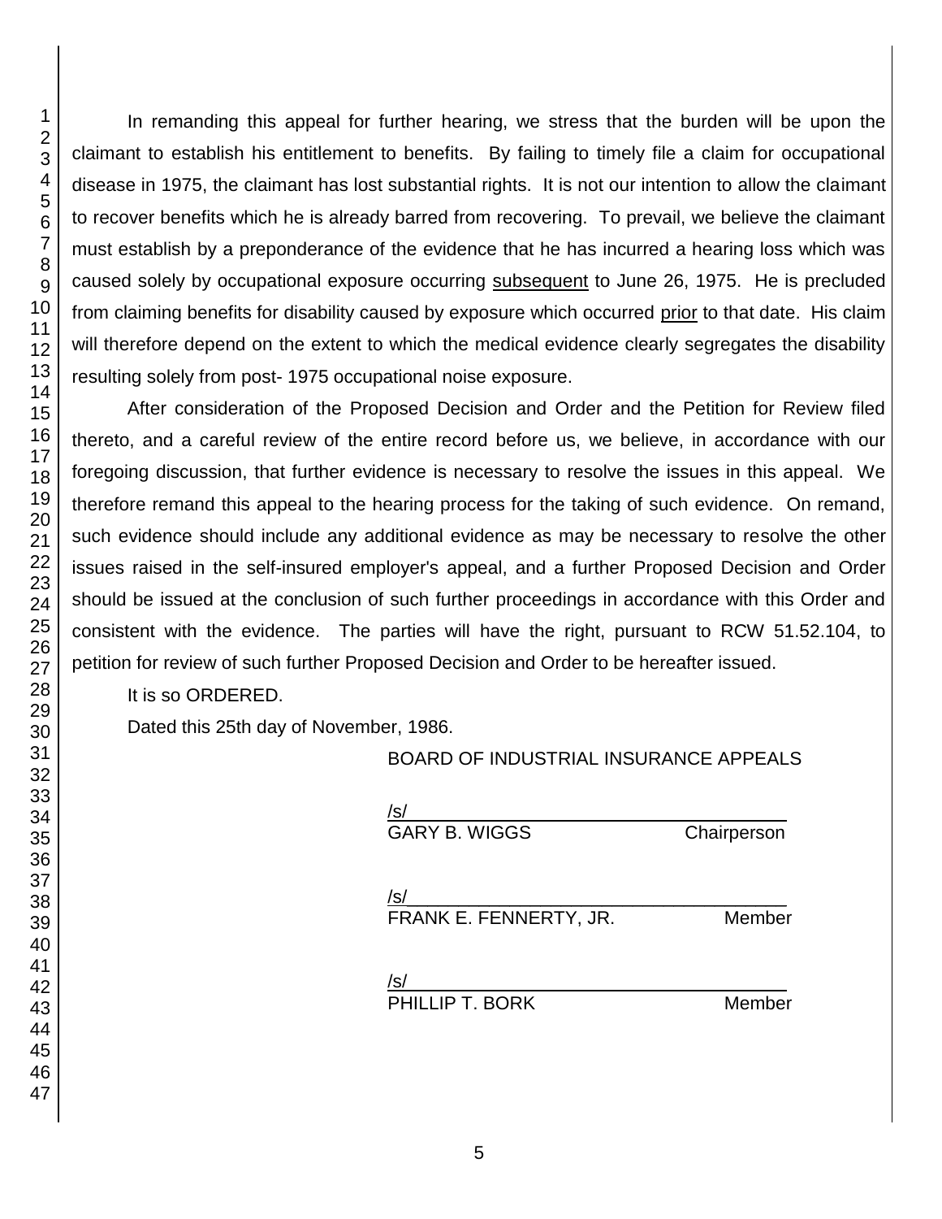In remanding this appeal for further hearing, we stress that the burden will be upon the claimant to establish his entitlement to benefits. By failing to timely file a claim for occupational disease in 1975, the claimant has lost substantial rights. It is not our intention to allow the claimant to recover benefits which he is already barred from recovering. To prevail, we believe the claimant must establish by a preponderance of the evidence that he has incurred a hearing loss which was caused solely by occupational exposure occurring <u>subsequent</u> to June 26, 1975. He is precluded from claiming benefits for disability caused by exposure which occurred <u>prior</u> to that date. His claim will therefore depend on the extent to which the medical evidence clearly segregates the disability resulting solely from post- 1975 occupational noise exposure.

After consideration of the Proposed Decision and Order and the Petition for Review filed thereto, and a careful review of the entire record before us, we believe, in accordance with our foregoing discussion, that further evidence is necessary to resolve the issues in this appeal. We therefore remand this appeal to the hearing process for the taking of such evidence. On remand, such evidence should include any additional evidence as may be necessary to resolve the other issues raised in the self-insured employer's appeal, and a further Proposed Decision and Order should be issued at the conclusion of such further proceedings in accordance with this Order and consistent with the evidence. The parties will have the right, pursuant to RCW 51.52.104, to petition for review of such further Proposed Decision and Order to be hereafter issued.

It is so ORDERED.

Dated this 25th day of November, 1986.

BOARD OF INDUSTRIAL INSURANCE APPEALS

/s/
GARY B. WIGGS Chairperson

/s/
FRANK E. FENNERTY, JR. Member

/s/
PHILLIP T. BORK Member